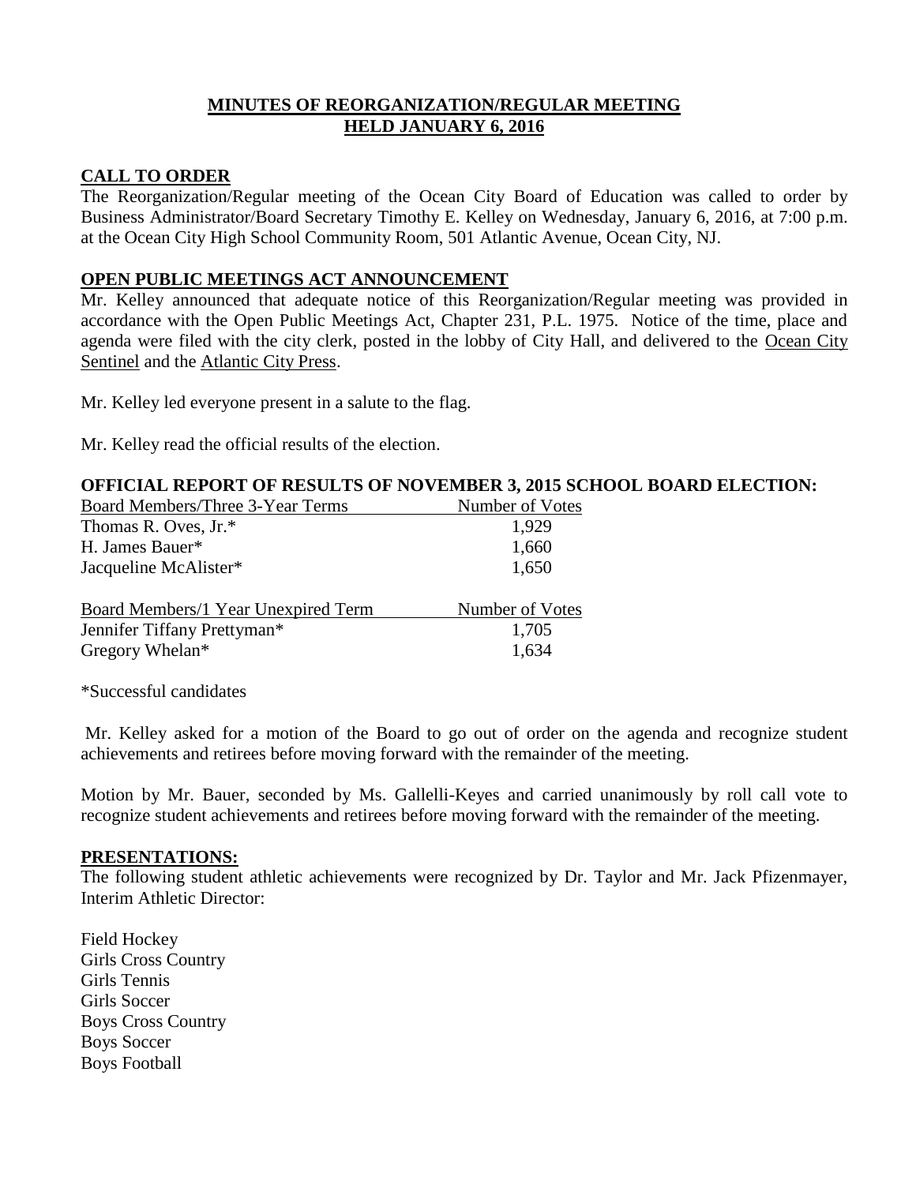# MINUTES OF REORGANIZATION/REGULAR MEETING HELD JANUARY 6, 2016

## CALL TO ORDER

The Reorganization/Regular meeting of the Ocean City Board of Education was called to order by Business Administrator/Board Secretary Timothy E. Kelley on Wednesday, January 6, 2016, at 7:00 p.m. at the Ocean City High School Community Room, 501 Atlantic Avenue, Ocean City, NJ.

## OPEN PUBLIC MEETINGS ACT ANNOUNCEMENT

Mr. Kelley announced that adequate notice of this Reorganization/Regular meeting was provided in accordance with the Open Public Meetings Act, Chapter 231, P.L. 1975. Notice of the time, place and agenda were filed with the city clerk, posted in the lobby of City Hall, and delivered to the Ocean City Sentinel and the Atlantic City Press.

Mr. Kelley led everyone present in a salute to the flag.

Mr. Kelley read the official results of the election.

## OFFICIAL REPORT OF RESULTS OF NOVEMBER 3, 2015 SCHOOL BOARD ELECTION:

| Board Members/Three 3-Year Terms | Number of Votes |
|---|---|
| Thomas R. Oves, Jr.* | 1,929 |
| H. James Bauer* | 1,660 |
| Jacqueline McAlister* | 1,650 |

| Board Members/1 Year Unexpired Term | Number of Votes |
|---|---|
| Jennifer Tiffany Prettyman* | 1,705 |
| Gregory Whelan* | 1,634 |

*Successful candidates

Mr. Kelley asked for a motion of the Board to go out of order on the agenda and recognize student achievements and retirees before moving forward with the remainder of the meeting.

Motion by Mr. Bauer, seconded by Ms. Gallelli-Keyes and carried unanimously by roll call vote to recognize student achievements and retirees before moving forward with the remainder of the meeting.

## PRESENTATIONS:

The following student athletic achievements were recognized by Dr. Taylor and Mr. Jack Pfizenmayer, Interim Athletic Director:

Field Hockey
Girls Cross Country
Girls Tennis
Girls Soccer
Boys Cross Country
Boys Soccer
Boys Football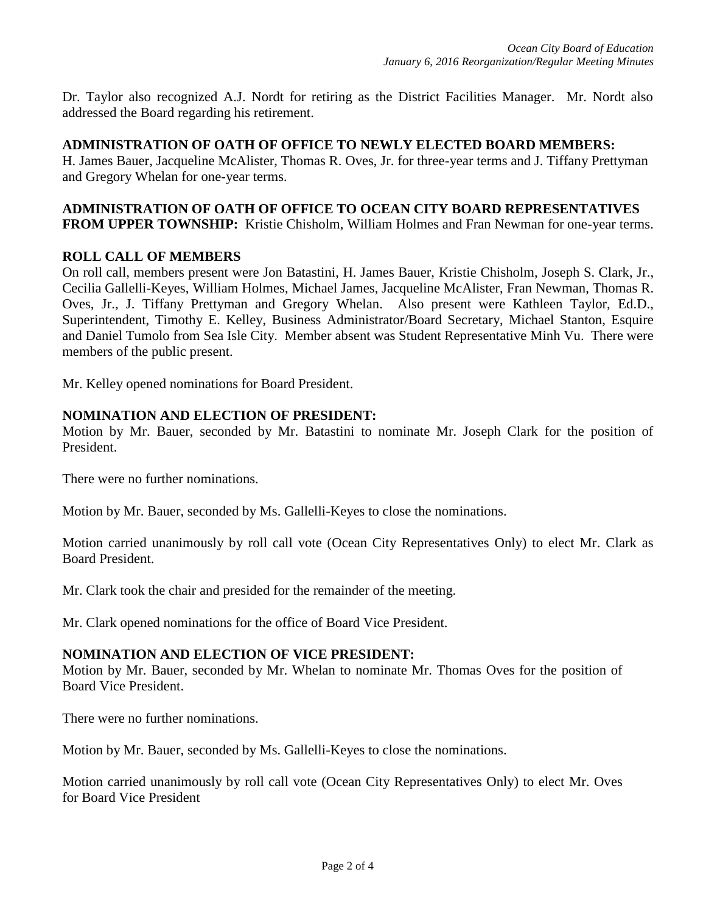Dr. Taylor also recognized A.J. Nordt for retiring as the District Facilities Manager. Mr. Nordt also addressed the Board regarding his retirement.

**ADMINISTRATION OF OATH OF OFFICE TO NEWLY ELECTED BOARD MEMBERS:**
H. James Bauer, Jacqueline McAlister, Thomas R. Oves, Jr. for three-year terms and J. Tiffany Prettyman and Gregory Whelan for one-year terms.

**ADMINISTRATION OF OATH OF OFFICE TO OCEAN CITY BOARD REPRESENTATIVES FROM UPPER TOWNSHIP:** Kristie Chisholm, William Holmes and Fran Newman for one-year terms.

**ROLL CALL OF MEMBERS**
On roll call, members present were Jon Batastini, H. James Bauer, Kristie Chisholm, Joseph S. Clark, Jr., Cecilia Gallelli-Keyes, William Holmes, Michael James, Jacqueline McAlister, Fran Newman, Thomas R. Oves, Jr., J. Tiffany Prettyman and Gregory Whelan. Also present were Kathleen Taylor, Ed.D., Superintendent, Timothy E. Kelley, Business Administrator/Board Secretary, Michael Stanton, Esquire and Daniel Tumolo from Sea Isle City. Member absent was Student Representative Minh Vu. There were members of the public present.

Mr. Kelley opened nominations for Board President.

**NOMINATION AND ELECTION OF PRESIDENT:**
Motion by Mr. Bauer, seconded by Mr. Batastini to nominate Mr. Joseph Clark for the position of President.

There were no further nominations.

Motion by Mr. Bauer, seconded by Ms. Gallelli-Keyes to close the nominations.

Motion carried unanimously by roll call vote (Ocean City Representatives Only) to elect Mr. Clark as Board President.

Mr. Clark took the chair and presided for the remainder of the meeting.

Mr. Clark opened nominations for the office of Board Vice President.

**NOMINATION AND ELECTION OF VICE PRESIDENT:**
Motion by Mr. Bauer, seconded by Mr. Whelan to nominate Mr. Thomas Oves for the position of Board Vice President.

There were no further nominations.

Motion by Mr. Bauer, seconded by Ms. Gallelli-Keyes to close the nominations.

Motion carried unanimously by roll call vote (Ocean City Representatives Only) to elect Mr. Oves for Board Vice President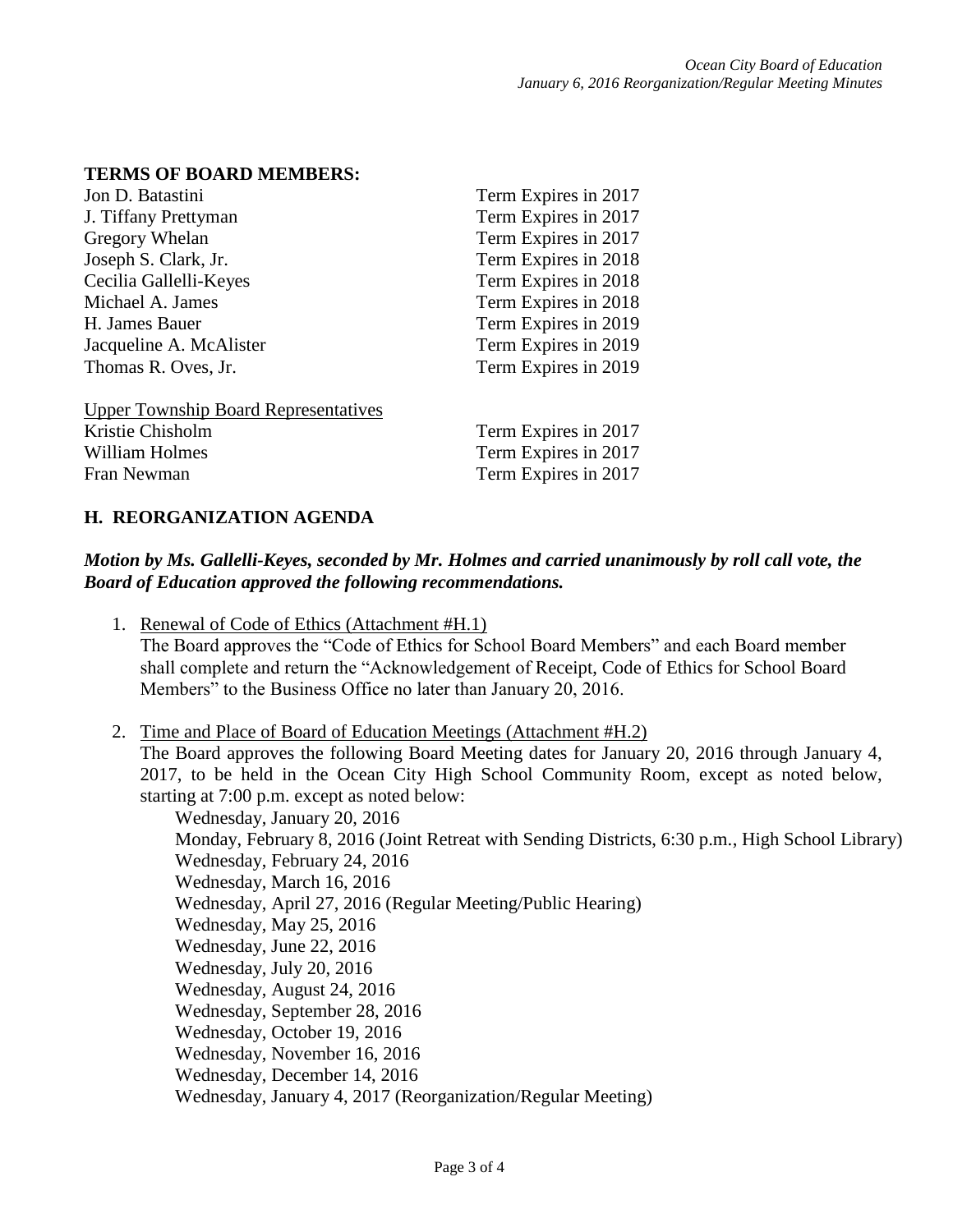**TERMS OF BOARD MEMBERS:**

| | |
|---|---|
| Jon D. Batastini | Term Expires in 2017 |
| J. Tiffany Prettyman | Term Expires in 2017 |
| Gregory Whelan | Term Expires in 2017 |
| Joseph S. Clark, Jr. | Term Expires in 2018 |
| Cecilia Gallelli-Keyes | Term Expires in 2018 |
| Michael A. James | Term Expires in 2018 |
| H. James Bauer | Term Expires in 2019 |
| Jacqueline A. McAlister | Term Expires in 2019 |
| Thomas R. Oves, Jr. | Term Expires in 2019 |

Upper Township Board Representatives

| | |
|---|---|
| Kristie Chisholm | Term Expires in 2017 |
| William Holmes | Term Expires in 2017 |
| Fran Newman | Term Expires in 2017 |

## H. REORGANIZATION AGENDA

***Motion by Ms. Gallelli-Keyes, seconded by Mr. Holmes and carried unanimously by roll call vote, the Board of Education approved the following recommendations.***

1. Renewal of Code of Ethics (Attachment #H.1)
   The Board approves the "Code of Ethics for School Board Members" and each Board member shall complete and return the "Acknowledgement of Receipt, Code of Ethics for School Board Members" to the Business Office no later than January 20, 2016.

2. Time and Place of Board of Education Meetings (Attachment #H.2)
   The Board approves the following Board Meeting dates for January 20, 2016 through January 4, 2017, to be held in the Ocean City High School Community Room, except as noted below, starting at 7:00 p.m. except as noted below:
   - Wednesday, January 20, 2016
   - Monday, February 8, 2016 (Joint Retreat with Sending Districts, 6:30 p.m., High School Library)
   - Wednesday, February 24, 2016
   - Wednesday, March 16, 2016
   - Wednesday, April 27, 2016 (Regular Meeting/Public Hearing)
   - Wednesday, May 25, 2016
   - Wednesday, June 22, 2016
   - Wednesday, July 20, 2016
   - Wednesday, August 24, 2016
   - Wednesday, September 28, 2016
   - Wednesday, October 19, 2016
   - Wednesday, November 16, 2016
   - Wednesday, December 14, 2016
   - Wednesday, January 4, 2017 (Reorganization/Regular Meeting)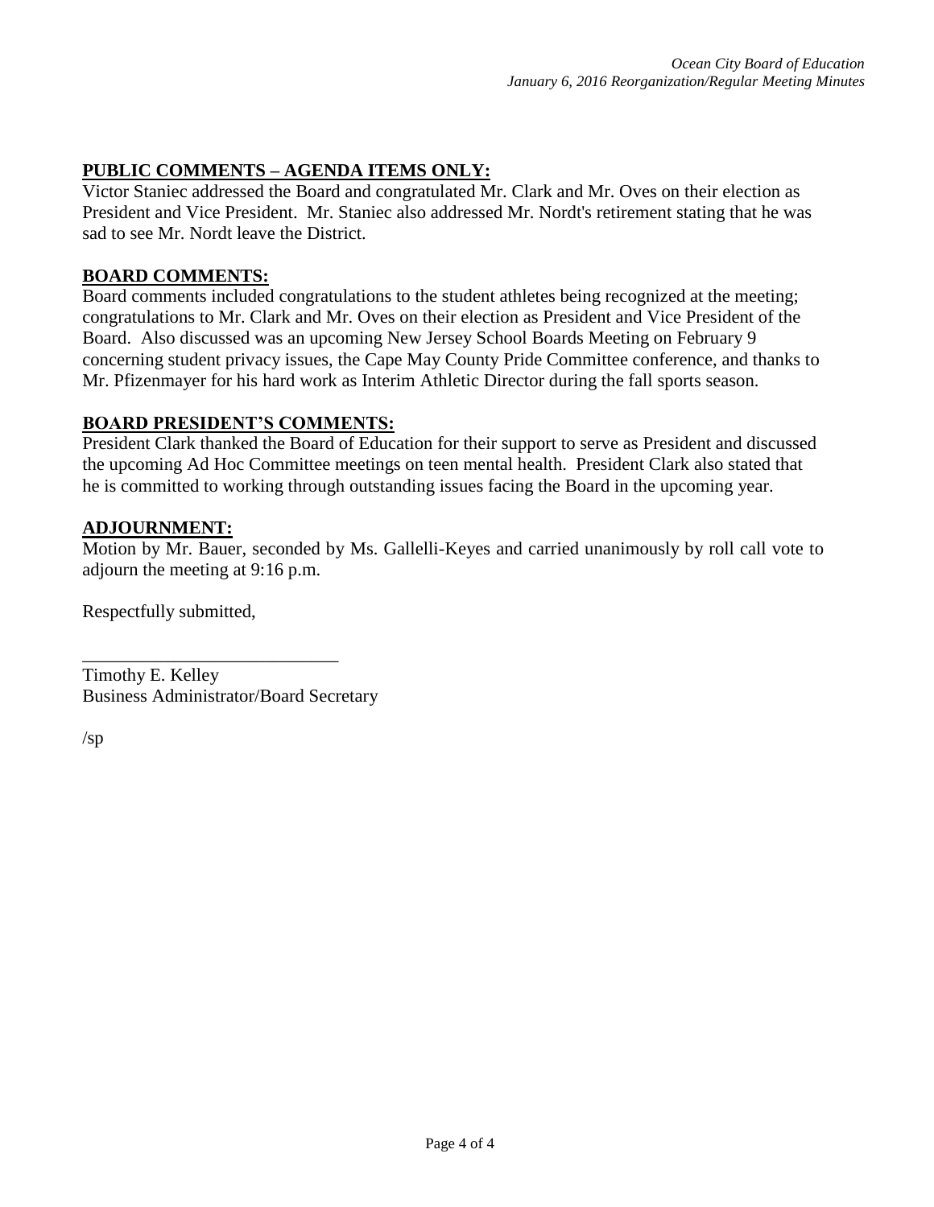**PUBLIC COMMENTS – AGENDA ITEMS ONLY:**

Victor Staniec addressed the Board and congratulated Mr. Clark and Mr. Oves on their election as President and Vice President. Mr. Staniec also addressed Mr. Nordt's retirement stating that he was sad to see Mr. Nordt leave the District.

**BOARD COMMENTS:**

Board comments included congratulations to the student athletes being recognized at the meeting; congratulations to Mr. Clark and Mr. Oves on their election as President and Vice President of the Board. Also discussed was an upcoming New Jersey School Boards Meeting on February 9 concerning student privacy issues, the Cape May County Pride Committee conference, and thanks to Mr. Pfizenmayer for his hard work as Interim Athletic Director during the fall sports season.

**BOARD PRESIDENT'S COMMENTS:**

President Clark thanked the Board of Education for their support to serve as President and discussed the upcoming Ad Hoc Committee meetings on teen mental health. President Clark also stated that he is committed to working through outstanding issues facing the Board in the upcoming year.

**ADJOURNMENT:**

Motion by Mr. Bauer, seconded by Ms. Gallelli-Keyes and carried unanimously by roll call vote to adjourn the meeting at 9:16 p.m.

Respectfully submitted,

\_\_\_\_\_\_\_\_\_\_\_\_\_\_\_\_\_\_\_\_\_\_\_\_\_\_\_\_\_

Timothy E. Kelley
Business Administrator/Board Secretary

/sp